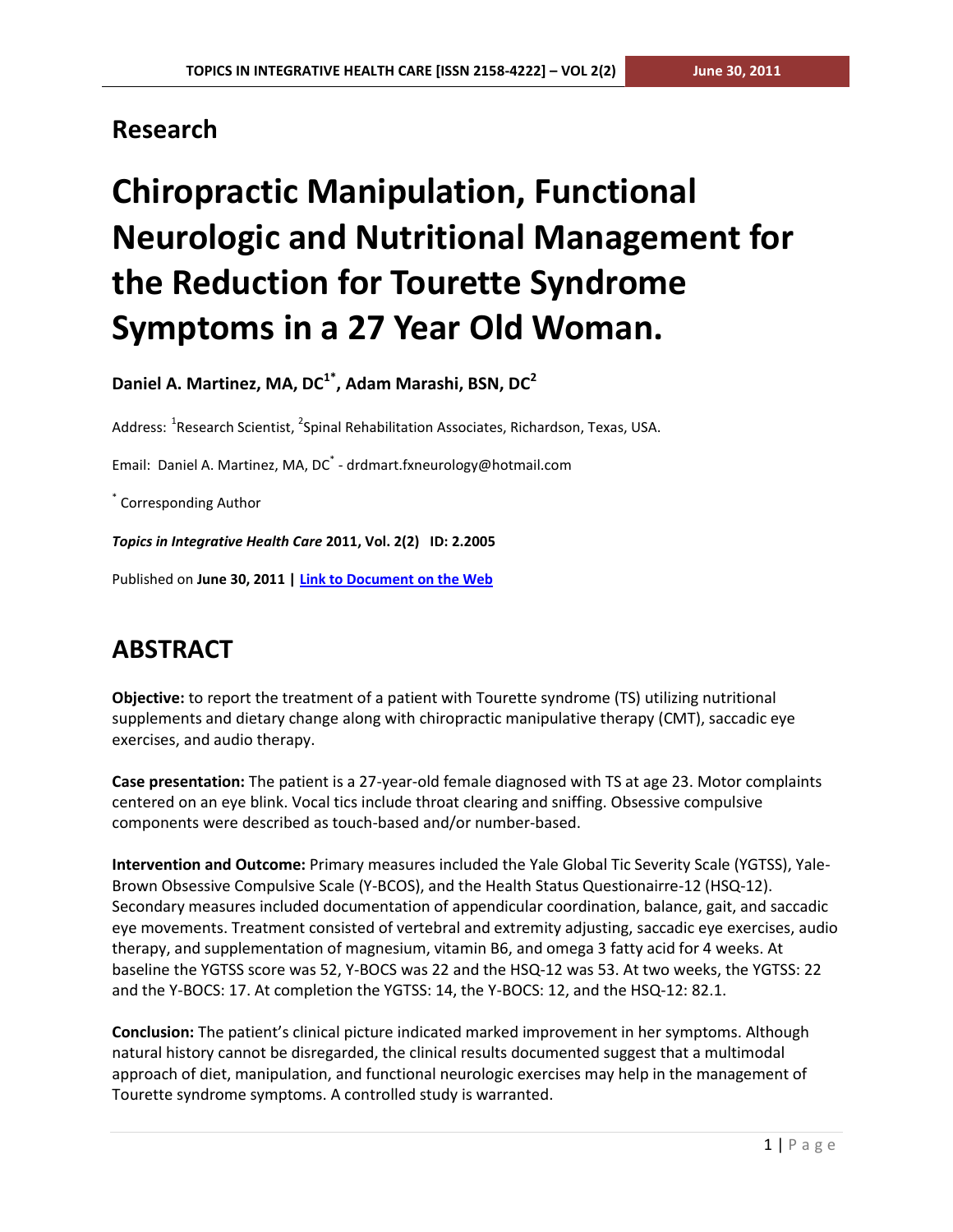## Research

# Chiropractic Manipulation, Functional Neurologic and Nutritional Management for the Reduction for Tourette Syndrome Symptoms in a 27 Year Old Woman.

**Daniel A. Martinez, MA, DC[1*], Adam Marashi, BSN, DC[2]**

Address: [1]Research Scientist, [2]Spinal Rehabilitation Associates, Richardson, Texas, USA.

Email: Daniel A. Martinez, MA, DC[*] - drdmart.fxneurology@hotmail.com

[*] Corresponding Author

***Topics in Integrative Health Care*** **2011, Vol. 2(2) ID: 2.2005**

Published on **June 30, 2011 | Link to Document on the Web**

## ABSTRACT

**Objective:** to report the treatment of a patient with Tourette syndrome (TS) utilizing nutritional supplements and dietary change along with chiropractic manipulative therapy (CMT), saccadic eye exercises, and audio therapy.

**Case presentation:** The patient is a 27-year-old female diagnosed with TS at age 23. Motor complaints centered on an eye blink. Vocal tics include throat clearing and sniffing. Obsessive compulsive components were described as touch-based and/or number-based.

**Intervention and Outcome:** Primary measures included the Yale Global Tic Severity Scale (YGTSS), Yale-Brown Obsessive Compulsive Scale (Y-BCOS), and the Health Status Questionairre-12 (HSQ-12). Secondary measures included documentation of appendicular coordination, balance, gait, and saccadic eye movements. Treatment consisted of vertebral and extremity adjusting, saccadic eye exercises, audio therapy, and supplementation of magnesium, vitamin B6, and omega 3 fatty acid for 4 weeks. At baseline the YGTSS score was 52, Y-BOCS was 22 and the HSQ-12 was 53. At two weeks, the YGTSS: 22 and the Y-BOCS: 17. At completion the YGTSS: 14, the Y-BOCS: 12, and the HSQ-12: 82.1.

**Conclusion:** The patient's clinical picture indicated marked improvement in her symptoms. Although natural history cannot be disregarded, the clinical results documented suggest that a multimodal approach of diet, manipulation, and functional neurologic exercises may help in the management of Tourette syndrome symptoms. A controlled study is warranted.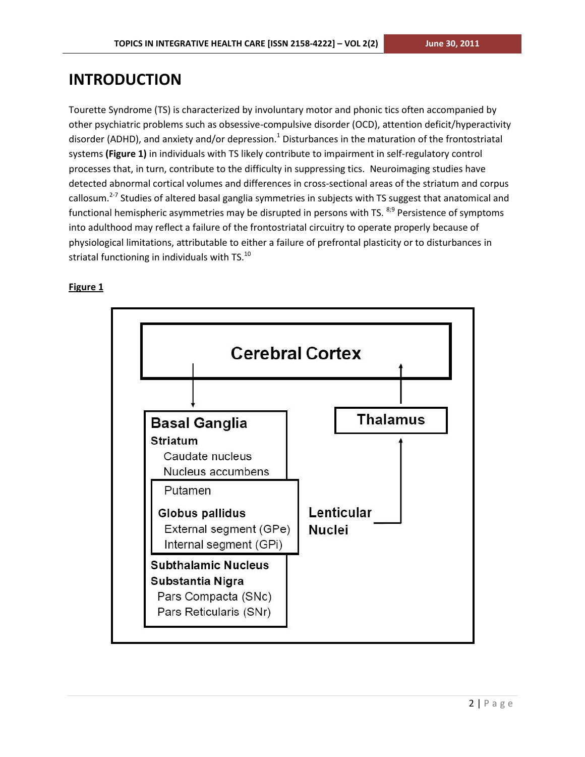# INTRODUCTION

Tourette Syndrome (TS) is characterized by involuntary motor and phonic tics often accompanied by other psychiatric problems such as obsessive-compulsive disorder (OCD), attention deficit/hyperactivity disorder (ADHD), and anxiety and/or depression.[1] Disturbances in the maturation of the frontostriatal systems **(Figure 1)** in individuals with TS likely contribute to impairment in self-regulatory control processes that, in turn, contribute to the difficulty in suppressing tics. Neuroimaging studies have detected abnormal cortical volumes and differences in cross-sectional areas of the striatum and corpus callosum.[2-7] Studies of altered basal ganglia symmetries in subjects with TS suggest that anatomical and functional hemispheric asymmetries may be disrupted in persons with TS. [8;9] Persistence of symptoms into adulthood may reflect a failure of the frontostriatal circuitry to operate properly because of physiological limitations, attributable to either a failure of prefrontal plasticity or to disturbances in striatal functioning in individuals with TS.[10]

**Figure 1**

Cerebral Cortex

Basal Ganglia

**Striatum**
- Caudate nucleus
- Nucleus accumbens
- Putamen

**Globus pallidus**
- External segment (GPe)
- Internal segment (GPi)

**Subthalamic Nucleus**

**Substantia Nigra**
- Pars Compacta (SNc)
- Pars Reticularis (SNr)

Lenticular Nuclei

Thalamus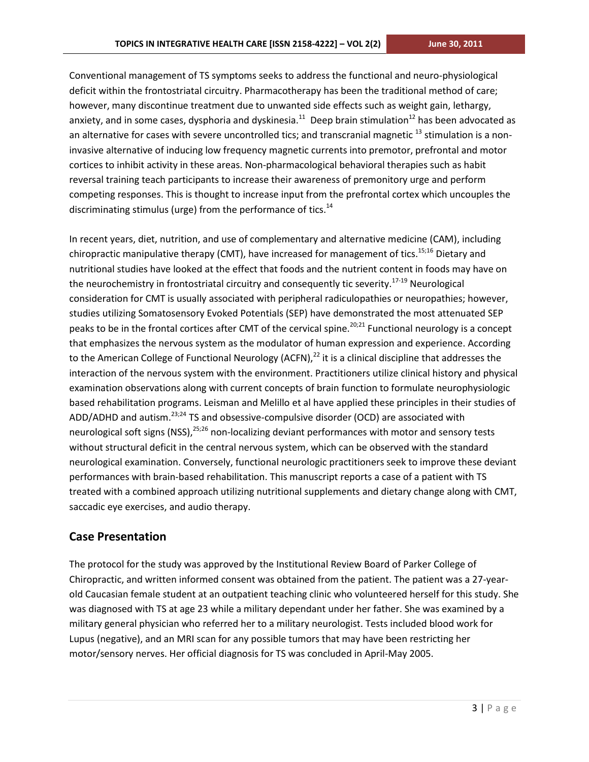Conventional management of TS symptoms seeks to address the functional and neuro-physiological deficit within the frontostriatal circuitry. Pharmacotherapy has been the traditional method of care; however, many discontinue treatment due to unwanted side effects such as weight gain, lethargy, anxiety, and in some cases, dysphoria and dyskinesia.[11] Deep brain stimulation[12] has been advocated as an alternative for cases with severe uncontrolled tics; and transcranial magnetic [13] stimulation is a non-invasive alternative of inducing low frequency magnetic currents into premotor, prefrontal and motor cortices to inhibit activity in these areas. Non-pharmacological behavioral therapies such as habit reversal training teach participants to increase their awareness of premonitory urge and perform competing responses. This is thought to increase input from the prefrontal cortex which uncouples the discriminating stimulus (urge) from the performance of tics.[14]

In recent years, diet, nutrition, and use of complementary and alternative medicine (CAM), including chiropractic manipulative therapy (CMT), have increased for management of tics.[15;16] Dietary and nutritional studies have looked at the effect that foods and the nutrient content in foods may have on the neurochemistry in frontostriatal circuitry and consequently tic severity.[17-19] Neurological consideration for CMT is usually associated with peripheral radiculopathies or neuropathies; however, studies utilizing Somatosensory Evoked Potentials (SEP) have demonstrated the most attenuated SEP peaks to be in the frontal cortices after CMT of the cervical spine.[20;21] Functional neurology is a concept that emphasizes the nervous system as the modulator of human expression and experience. According to the American College of Functional Neurology (ACFN),[22] it is a clinical discipline that addresses the interaction of the nervous system with the environment. Practitioners utilize clinical history and physical examination observations along with current concepts of brain function to formulate neurophysiologic based rehabilitation programs. Leisman and Melillo et al have applied these principles in their studies of ADD/ADHD and autism.[23;24] TS and obsessive-compulsive disorder (OCD) are associated with neurological soft signs (NSS),[25;26] non-localizing deviant performances with motor and sensory tests without structural deficit in the central nervous system, which can be observed with the standard neurological examination. Conversely, functional neurologic practitioners seek to improve these deviant performances with brain-based rehabilitation. This manuscript reports a case of a patient with TS treated with a combined approach utilizing nutritional supplements and dietary change along with CMT, saccadic eye exercises, and audio therapy.

## Case Presentation

The protocol for the study was approved by the Institutional Review Board of Parker College of Chiropractic, and written informed consent was obtained from the patient. The patient was a 27-year-old Caucasian female student at an outpatient teaching clinic who volunteered herself for this study. She was diagnosed with TS at age 23 while a military dependant under her father. She was examined by a military general physician who referred her to a military neurologist. Tests included blood work for Lupus (negative), and an MRI scan for any possible tumors that may have been restricting her motor/sensory nerves. Her official diagnosis for TS was concluded in April-May 2005.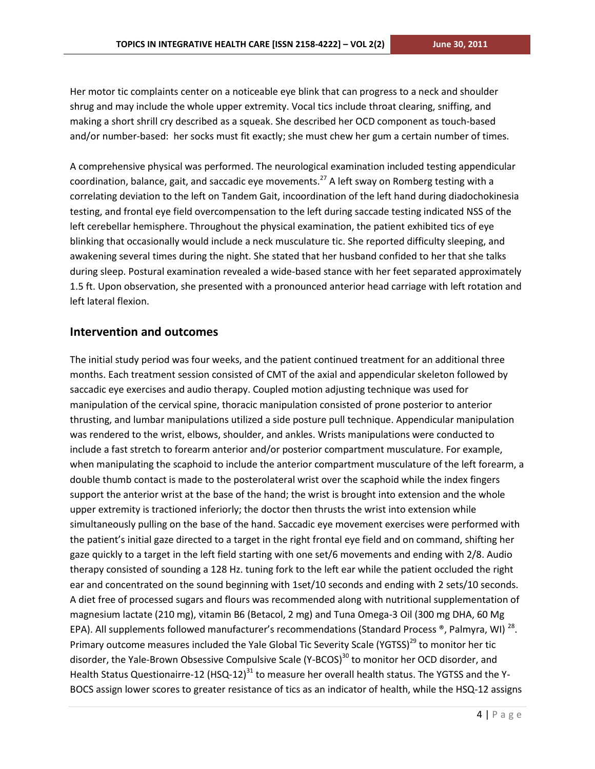Her motor tic complaints center on a noticeable eye blink that can progress to a neck and shoulder shrug and may include the whole upper extremity. Vocal tics include throat clearing, sniffing, and making a short shrill cry described as a squeak. She described her OCD component as touch-based and/or number-based: her socks must fit exactly; she must chew her gum a certain number of times.

A comprehensive physical was performed. The neurological examination included testing appendicular coordination, balance, gait, and saccadic eye movements.[27] A left sway on Romberg testing with a correlating deviation to the left on Tandem Gait, incoordination of the left hand during diadochokinesia testing, and frontal eye field overcompensation to the left during saccade testing indicated NSS of the left cerebellar hemisphere. Throughout the physical examination, the patient exhibited tics of eye blinking that occasionally would include a neck musculature tic. She reported difficulty sleeping, and awakening several times during the night. She stated that her husband confided to her that she talks during sleep. Postural examination revealed a wide-based stance with her feet separated approximately 1.5 ft. Upon observation, she presented with a pronounced anterior head carriage with left rotation and left lateral flexion.

## Intervention and outcomes

The initial study period was four weeks, and the patient continued treatment for an additional three months. Each treatment session consisted of CMT of the axial and appendicular skeleton followed by saccadic eye exercises and audio therapy. Coupled motion adjusting technique was used for manipulation of the cervical spine, thoracic manipulation consisted of prone posterior to anterior thrusting, and lumbar manipulations utilized a side posture pull technique. Appendicular manipulation was rendered to the wrist, elbows, shoulder, and ankles. Wrists manipulations were conducted to include a fast stretch to forearm anterior and/or posterior compartment musculature. For example, when manipulating the scaphoid to include the anterior compartment musculature of the left forearm, a double thumb contact is made to the posterolateral wrist over the scaphoid while the index fingers support the anterior wrist at the base of the hand; the wrist is brought into extension and the whole upper extremity is tractioned inferiorly; the doctor then thrusts the wrist into extension while simultaneously pulling on the base of the hand. Saccadic eye movement exercises were performed with the patient's initial gaze directed to a target in the right frontal eye field and on command, shifting her gaze quickly to a target in the left field starting with one set/6 movements and ending with 2/8. Audio therapy consisted of sounding a 128 Hz. tuning fork to the left ear while the patient occluded the right ear and concentrated on the sound beginning with 1set/10 seconds and ending with 2 sets/10 seconds. A diet free of processed sugars and flours was recommended along with nutritional supplementation of magnesium lactate (210 mg), vitamin B6 (Betacol, 2 mg) and Tuna Omega-3 Oil (300 mg DHA, 60 Mg EPA). All supplements followed manufacturer's recommendations (Standard Process ®, Palmyra, WI) [28]. Primary outcome measures included the Yale Global Tic Severity Scale (YGTSS)[29] to monitor her tic disorder, the Yale-Brown Obsessive Compulsive Scale (Y-BCOS)[30] to monitor her OCD disorder, and Health Status Questionairre-12 (HSQ-12)[31] to measure her overall health status. The YGTSS and the Y-BOCS assign lower scores to greater resistance of tics as an indicator of health, while the HSQ-12 assigns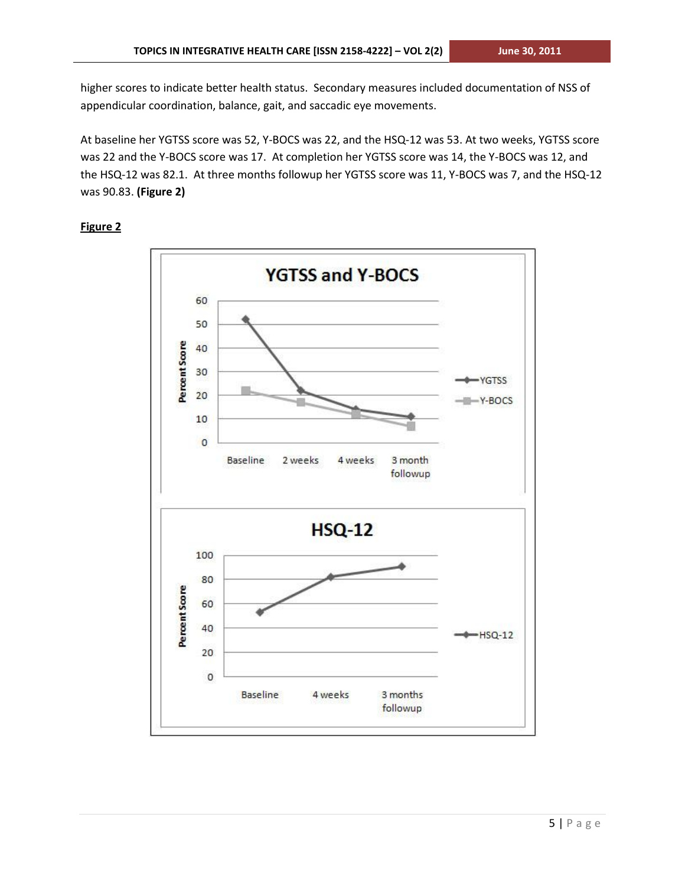higher scores to indicate better health status. Secondary measures included documentation of NSS of appendicular coordination, balance, gait, and saccadic eye movements.

At baseline her YGTSS score was 52, Y-BOCS was 22, and the HSQ-12 was 53. At two weeks, YGTSS score was 22 and the Y-BOCS score was 17. At completion her YGTSS score was 14, the Y-BOCS was 12, and the HSQ-12 was 82.1. At three months followup her YGTSS score was 11, Y-BOCS was 7, and the HSQ-12 was 90.83. **(Figure 2)**

**Figure 2**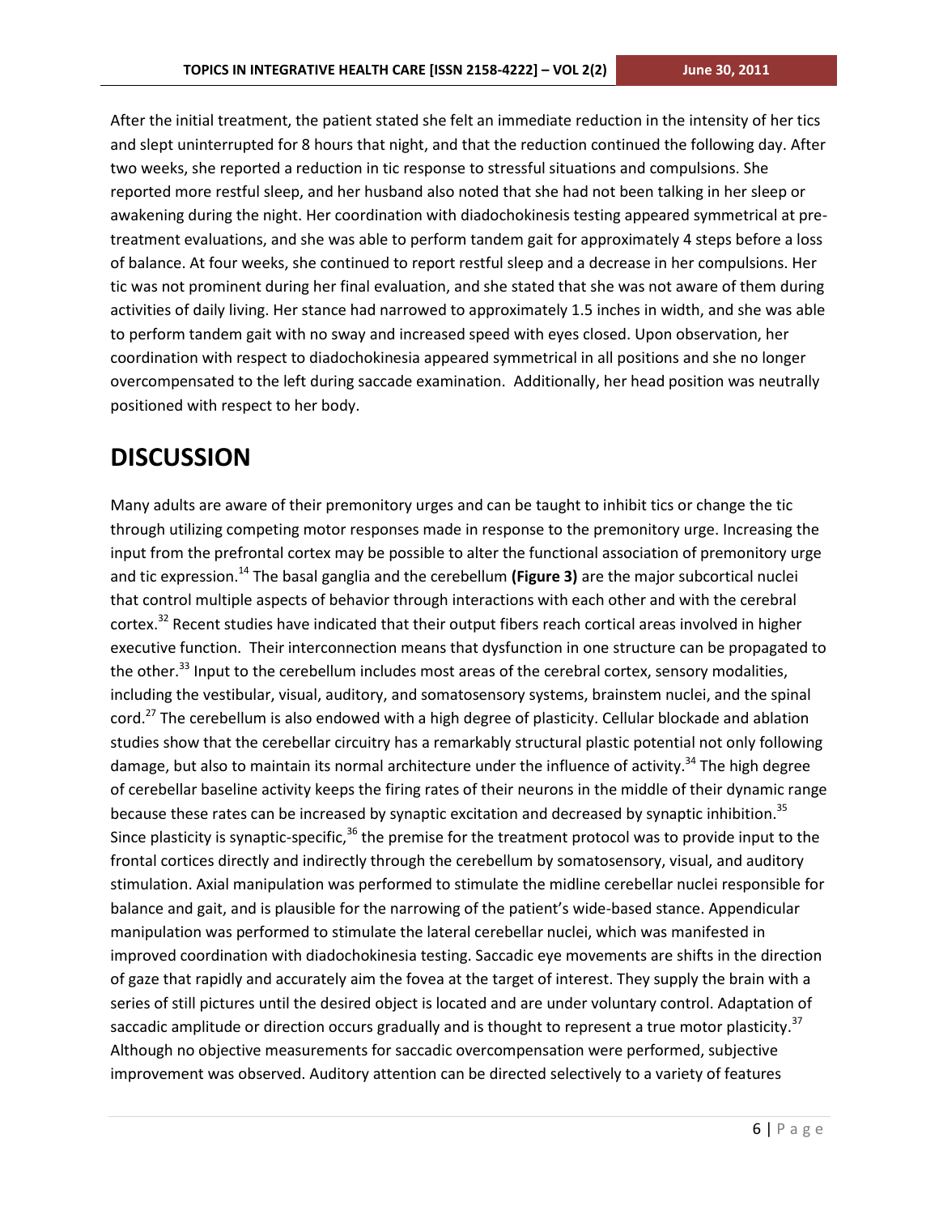After the initial treatment, the patient stated she felt an immediate reduction in the intensity of her tics and slept uninterrupted for 8 hours that night, and that the reduction continued the following day. After two weeks, she reported a reduction in tic response to stressful situations and compulsions. She reported more restful sleep, and her husband also noted that she had not been talking in her sleep or awakening during the night. Her coordination with diadochokinesis testing appeared symmetrical at pre-treatment evaluations, and she was able to perform tandem gait for approximately 4 steps before a loss of balance. At four weeks, she continued to report restful sleep and a decrease in her compulsions. Her tic was not prominent during her final evaluation, and she stated that she was not aware of them during activities of daily living. Her stance had narrowed to approximately 1.5 inches in width, and she was able to perform tandem gait with no sway and increased speed with eyes closed. Upon observation, her coordination with respect to diadochokinesia appeared symmetrical in all positions and she no longer overcompensated to the left during saccade examination. Additionally, her head position was neutrally positioned with respect to her body.

# DISCUSSION

Many adults are aware of their premonitory urges and can be taught to inhibit tics or change the tic through utilizing competing motor responses made in response to the premonitory urge. Increasing the input from the prefrontal cortex may be possible to alter the functional association of premonitory urge and tic expression.[14] The basal ganglia and the cerebellum **(Figure 3)** are the major subcortical nuclei that control multiple aspects of behavior through interactions with each other and with the cerebral cortex.[32] Recent studies have indicated that their output fibers reach cortical areas involved in higher executive function. Their interconnection means that dysfunction in one structure can be propagated to the other.[33] Input to the cerebellum includes most areas of the cerebral cortex, sensory modalities, including the vestibular, visual, auditory, and somatosensory systems, brainstem nuclei, and the spinal cord.[27] The cerebellum is also endowed with a high degree of plasticity. Cellular blockade and ablation studies show that the cerebellar circuitry has a remarkably structural plastic potential not only following damage, but also to maintain its normal architecture under the influence of activity.[34] The high degree of cerebellar baseline activity keeps the firing rates of their neurons in the middle of their dynamic range because these rates can be increased by synaptic excitation and decreased by synaptic inhibition.[35] Since plasticity is synaptic-specific,[36] the premise for the treatment protocol was to provide input to the frontal cortices directly and indirectly through the cerebellum by somatosensory, visual, and auditory stimulation. Axial manipulation was performed to stimulate the midline cerebellar nuclei responsible for balance and gait, and is plausible for the narrowing of the patient's wide-based stance. Appendicular manipulation was performed to stimulate the lateral cerebellar nuclei, which was manifested in improved coordination with diadochokinesia testing. Saccadic eye movements are shifts in the direction of gaze that rapidly and accurately aim the fovea at the target of interest. They supply the brain with a series of still pictures until the desired object is located and are under voluntary control. Adaptation of saccadic amplitude or direction occurs gradually and is thought to represent a true motor plasticity.[37] Although no objective measurements for saccadic overcompensation were performed, subjective improvement was observed. Auditory attention can be directed selectively to a variety of features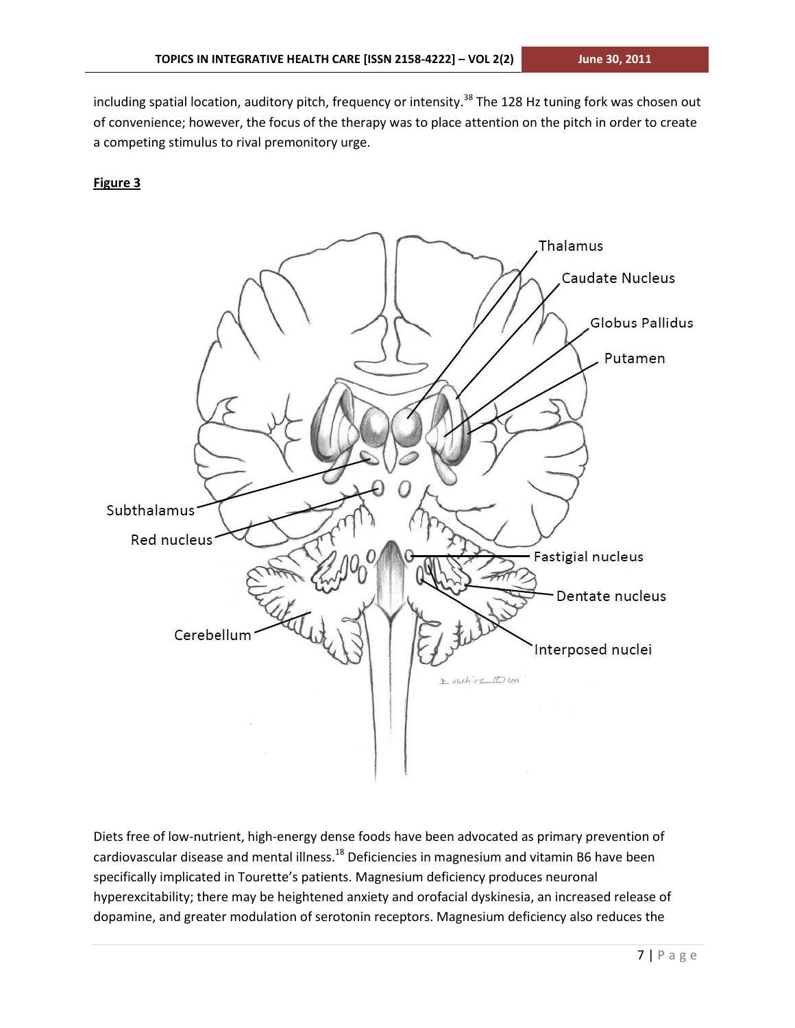including spatial location, auditory pitch, frequency or intensity.[38] The 128 Hz tuning fork was chosen out of convenience; however, the focus of the therapy was to place attention on the pitch in order to create a competing stimulus to rival premonitory urge.

**Figure 3**

Thalamus

Caudate Nucleus

Globus Pallidus

Putamen

Subthalamus

Red nucleus

Fastigial nucleus

Dentate nucleus

Cerebellum

Interposed nuclei

Diets free of low-nutrient, high-energy dense foods have been advocated as primary prevention of cardiovascular disease and mental illness.[18] Deficiencies in magnesium and vitamin B6 have been specifically implicated in Tourette's patients. Magnesium deficiency produces neuronal hyperexcitability; there may be heightened anxiety and orofacial dyskinesia, an increased release of dopamine, and greater modulation of serotonin receptors. Magnesium deficiency also reduces the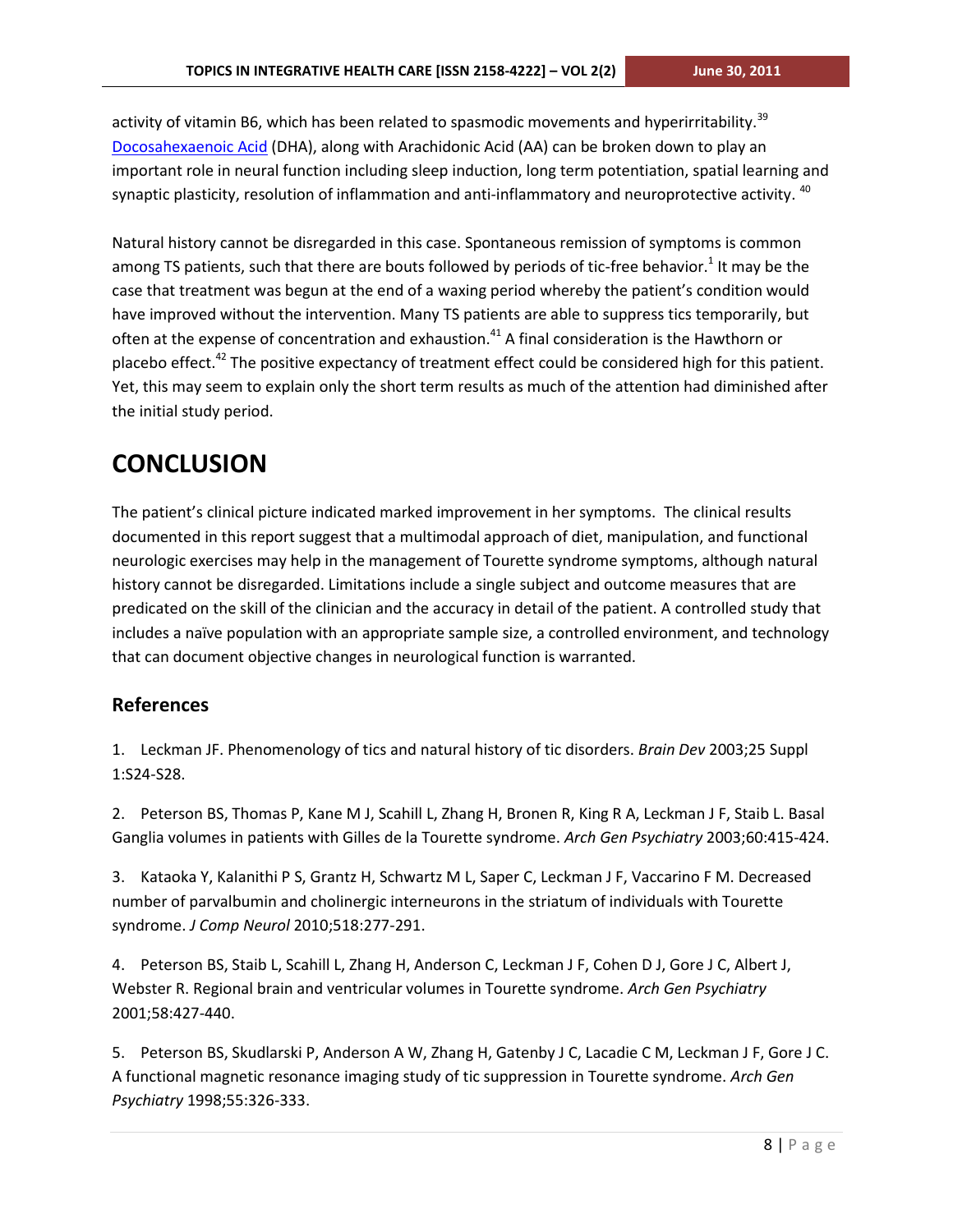activity of vitamin B6, which has been related to spasmodic movements and hyperirritability.[39] Docosahexaenoic Acid (DHA), along with Arachidonic Acid (AA) can be broken down to play an important role in neural function including sleep induction, long term potentiation, spatial learning and synaptic plasticity, resolution of inflammation and anti-inflammatory and neuroprotective activity.[40]

Natural history cannot be disregarded in this case. Spontaneous remission of symptoms is common among TS patients, such that there are bouts followed by periods of tic-free behavior.[1] It may be the case that treatment was begun at the end of a waxing period whereby the patient's condition would have improved without the intervention. Many TS patients are able to suppress tics temporarily, but often at the expense of concentration and exhaustion.[41] A final consideration is the Hawthorn or placebo effect.[42] The positive expectancy of treatment effect could be considered high for this patient. Yet, this may seem to explain only the short term results as much of the attention had diminished after the initial study period.

# CONCLUSION

The patient's clinical picture indicated marked improvement in her symptoms. The clinical results documented in this report suggest that a multimodal approach of diet, manipulation, and functional neurologic exercises may help in the management of Tourette syndrome symptoms, although natural history cannot be disregarded. Limitations include a single subject and outcome measures that are predicated on the skill of the clinician and the accuracy in detail of the patient. A controlled study that includes a naïve population with an appropriate sample size, a controlled environment, and technology that can document objective changes in neurological function is warranted.

## References

1. Leckman JF. Phenomenology of tics and natural history of tic disorders. *Brain Dev* 2003;25 Suppl 1:S24-S28.

2. Peterson BS, Thomas P, Kane M J, Scahill L, Zhang H, Bronen R, King R A, Leckman J F, Staib L. Basal Ganglia volumes in patients with Gilles de la Tourette syndrome. *Arch Gen Psychiatry* 2003;60:415-424.

3. Kataoka Y, Kalanithi P S, Grantz H, Schwartz M L, Saper C, Leckman J F, Vaccarino F M. Decreased number of parvalbumin and cholinergic interneurons in the striatum of individuals with Tourette syndrome. *J Comp Neurol* 2010;518:277-291.

4. Peterson BS, Staib L, Scahill L, Zhang H, Anderson C, Leckman J F, Cohen D J, Gore J C, Albert J, Webster R. Regional brain and ventricular volumes in Tourette syndrome. *Arch Gen Psychiatry* 2001;58:427-440.

5. Peterson BS, Skudlarski P, Anderson A W, Zhang H, Gatenby J C, Lacadie C M, Leckman J F, Gore J C. A functional magnetic resonance imaging study of tic suppression in Tourette syndrome. *Arch Gen Psychiatry* 1998;55:326-333.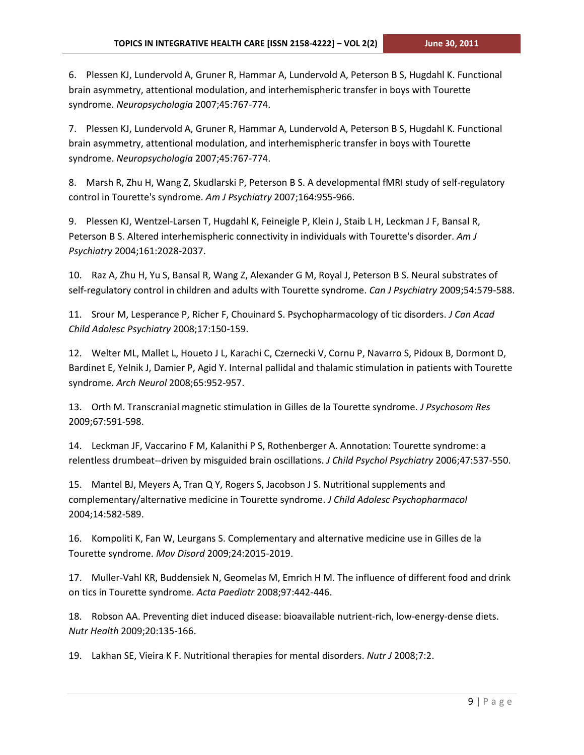6. Plessen KJ, Lundervold A, Gruner R, Hammar A, Lundervold A, Peterson B S, Hugdahl K. Functional brain asymmetry, attentional modulation, and interhemispheric transfer in boys with Tourette syndrome. *Neuropsychologia* 2007;45:767-774.

7. Plessen KJ, Lundervold A, Gruner R, Hammar A, Lundervold A, Peterson B S, Hugdahl K. Functional brain asymmetry, attentional modulation, and interhemispheric transfer in boys with Tourette syndrome. *Neuropsychologia* 2007;45:767-774.

8. Marsh R, Zhu H, Wang Z, Skudlarski P, Peterson B S. A developmental fMRI study of self-regulatory control in Tourette's syndrome. *Am J Psychiatry* 2007;164:955-966.

9. Plessen KJ, Wentzel-Larsen T, Hugdahl K, Feineigle P, Klein J, Staib L H, Leckman J F, Bansal R, Peterson B S. Altered interhemispheric connectivity in individuals with Tourette's disorder. *Am J Psychiatry* 2004;161:2028-2037.

10. Raz A, Zhu H, Yu S, Bansal R, Wang Z, Alexander G M, Royal J, Peterson B S. Neural substrates of self-regulatory control in children and adults with Tourette syndrome. *Can J Psychiatry* 2009;54:579-588.

11. Srour M, Lesperance P, Richer F, Chouinard S. Psychopharmacology of tic disorders. *J Can Acad Child Adolesc Psychiatry* 2008;17:150-159.

12. Welter ML, Mallet L, Houeto J L, Karachi C, Czernecki V, Cornu P, Navarro S, Pidoux B, Dormont D, Bardinet E, Yelnik J, Damier P, Agid Y. Internal pallidal and thalamic stimulation in patients with Tourette syndrome. *Arch Neurol* 2008;65:952-957.

13. Orth M. Transcranial magnetic stimulation in Gilles de la Tourette syndrome. *J Psychosom Res* 2009;67:591-598.

14. Leckman JF, Vaccarino F M, Kalanithi P S, Rothenberger A. Annotation: Tourette syndrome: a relentless drumbeat--driven by misguided brain oscillations. *J Child Psychol Psychiatry* 2006;47:537-550.

15. Mantel BJ, Meyers A, Tran Q Y, Rogers S, Jacobson J S. Nutritional supplements and complementary/alternative medicine in Tourette syndrome. *J Child Adolesc Psychopharmacol* 2004;14:582-589.

16. Kompoliti K, Fan W, Leurgans S. Complementary and alternative medicine use in Gilles de la Tourette syndrome. *Mov Disord* 2009;24:2015-2019.

17. Muller-Vahl KR, Buddensiek N, Geomelas M, Emrich H M. The influence of different food and drink on tics in Tourette syndrome. *Acta Paediatr* 2008;97:442-446.

18. Robson AA. Preventing diet induced disease: bioavailable nutrient-rich, low-energy-dense diets. *Nutr Health* 2009;20:135-166.

19. Lakhan SE, Vieira K F. Nutritional therapies for mental disorders. *Nutr J* 2008;7:2.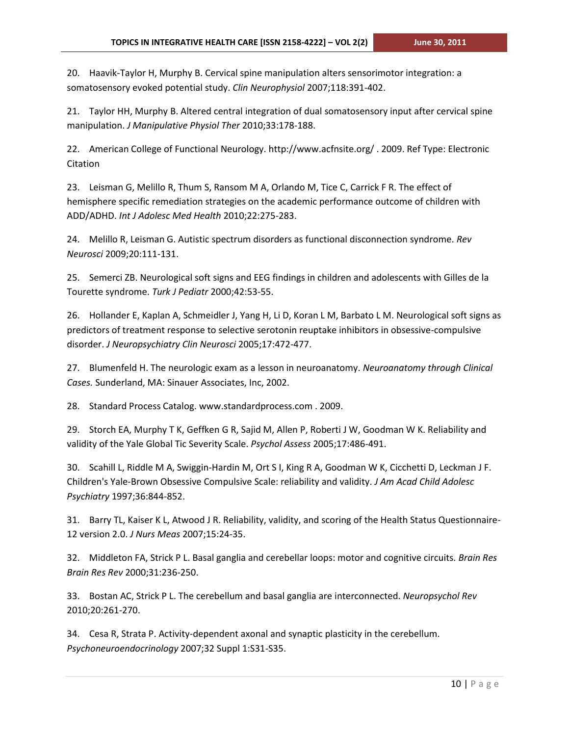20. Haavik-Taylor H, Murphy B. Cervical spine manipulation alters sensorimotor integration: a somatosensory evoked potential study. *Clin Neurophysiol* 2007;118:391-402.

21. Taylor HH, Murphy B. Altered central integration of dual somatosensory input after cervical spine manipulation. *J Manipulative Physiol Ther* 2010;33:178-188.

22. American College of Functional Neurology. http://www.acfnsite.org/ . 2009. Ref Type: Electronic Citation

23. Leisman G, Melillo R, Thum S, Ransom M A, Orlando M, Tice C, Carrick F R. The effect of hemisphere specific remediation strategies on the academic performance outcome of children with ADD/ADHD. *Int J Adolesc Med Health* 2010;22:275-283.

24. Melillo R, Leisman G. Autistic spectrum disorders as functional disconnection syndrome. *Rev Neurosci* 2009;20:111-131.

25. Semerci ZB. Neurological soft signs and EEG findings in children and adolescents with Gilles de la Tourette syndrome. *Turk J Pediatr* 2000;42:53-55.

26. Hollander E, Kaplan A, Schmeidler J, Yang H, Li D, Koran L M, Barbato L M. Neurological soft signs as predictors of treatment response to selective serotonin reuptake inhibitors in obsessive-compulsive disorder. *J Neuropsychiatry Clin Neurosci* 2005;17:472-477.

27. Blumenfeld H. The neurologic exam as a lesson in neuroanatomy. *Neuroanatomy through Clinical Cases.* Sunderland, MA: Sinauer Associates, Inc, 2002.

28. Standard Process Catalog. www.standardprocess.com . 2009.

29. Storch EA, Murphy T K, Geffken G R, Sajid M, Allen P, Roberti J W, Goodman W K. Reliability and validity of the Yale Global Tic Severity Scale. *Psychol Assess* 2005;17:486-491.

30. Scahill L, Riddle M A, Swiggin-Hardin M, Ort S I, King R A, Goodman W K, Cicchetti D, Leckman J F. Children's Yale-Brown Obsessive Compulsive Scale: reliability and validity. *J Am Acad Child Adolesc Psychiatry* 1997;36:844-852.

31. Barry TL, Kaiser K L, Atwood J R. Reliability, validity, and scoring of the Health Status Questionnaire-12 version 2.0. *J Nurs Meas* 2007;15:24-35.

32. Middleton FA, Strick P L. Basal ganglia and cerebellar loops: motor and cognitive circuits. *Brain Res Brain Res Rev* 2000;31:236-250.

33. Bostan AC, Strick P L. The cerebellum and basal ganglia are interconnected. *Neuropsychol Rev* 2010;20:261-270.

34. Cesa R, Strata P. Activity-dependent axonal and synaptic plasticity in the cerebellum. *Psychoneuroendocrinology* 2007;32 Suppl 1:S31-S35.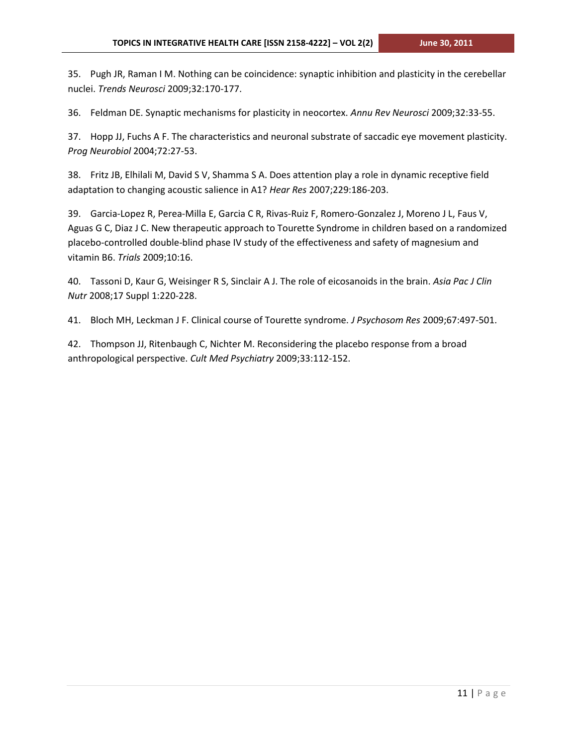35. Pugh JR, Raman I M. Nothing can be coincidence: synaptic inhibition and plasticity in the cerebellar nuclei. *Trends Neurosci* 2009;32:170-177.

36. Feldman DE. Synaptic mechanisms for plasticity in neocortex. *Annu Rev Neurosci* 2009;32:33-55.

37. Hopp JJ, Fuchs A F. The characteristics and neuronal substrate of saccadic eye movement plasticity. *Prog Neurobiol* 2004;72:27-53.

38. Fritz JB, Elhilali M, David S V, Shamma S A. Does attention play a role in dynamic receptive field adaptation to changing acoustic salience in A1? *Hear Res* 2007;229:186-203.

39. Garcia-Lopez R, Perea-Milla E, Garcia C R, Rivas-Ruiz F, Romero-Gonzalez J, Moreno J L, Faus V, Aguas G C, Diaz J C. New therapeutic approach to Tourette Syndrome in children based on a randomized placebo-controlled double-blind phase IV study of the effectiveness and safety of magnesium and vitamin B6. *Trials* 2009;10:16.

40. Tassoni D, Kaur G, Weisinger R S, Sinclair A J. The role of eicosanoids in the brain. *Asia Pac J Clin Nutr* 2008;17 Suppl 1:220-228.

41. Bloch MH, Leckman J F. Clinical course of Tourette syndrome. *J Psychosom Res* 2009;67:497-501.

42. Thompson JJ, Ritenbaugh C, Nichter M. Reconsidering the placebo response from a broad anthropological perspective. *Cult Med Psychiatry* 2009;33:112-152.